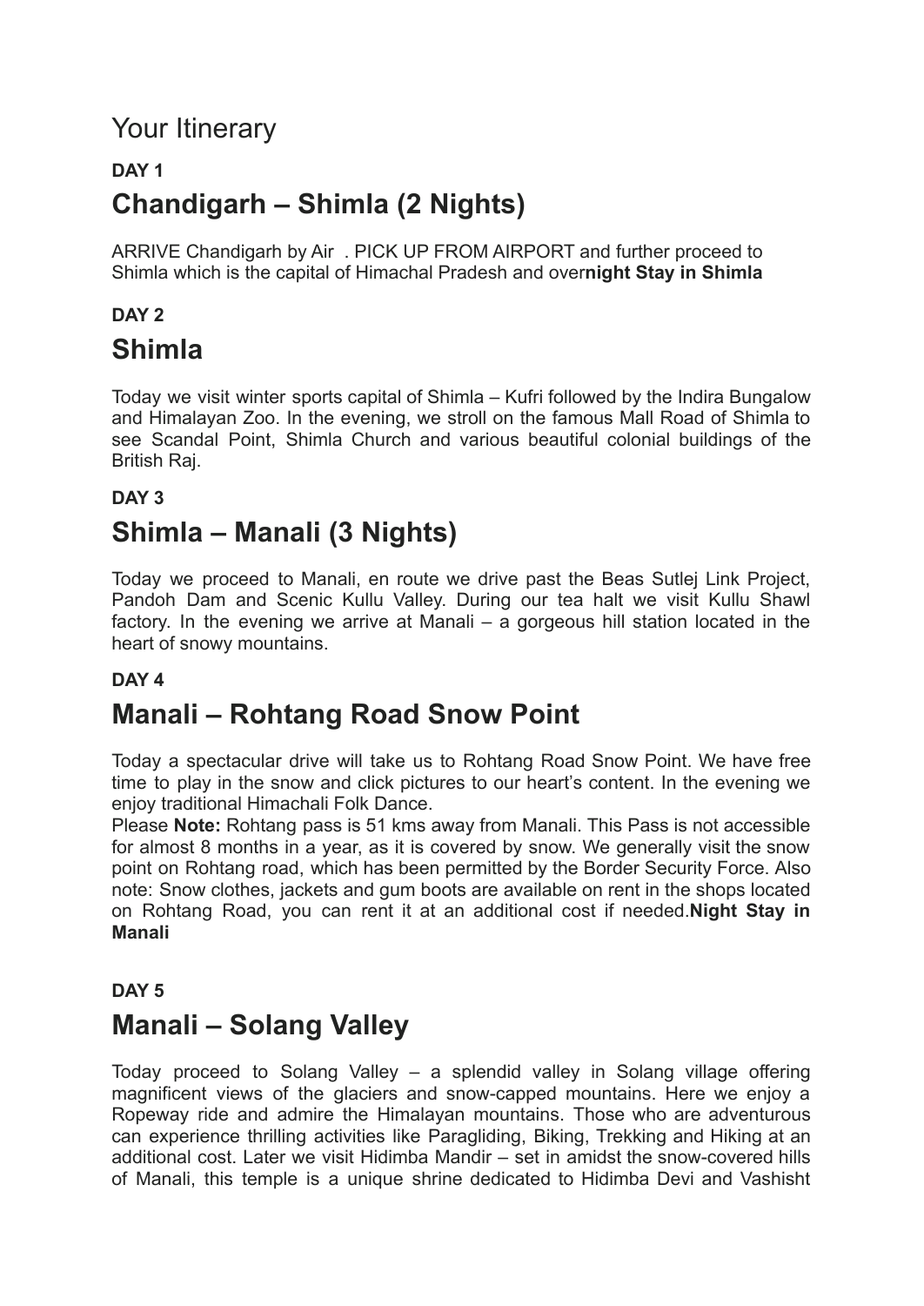# Your Itinerary

**DAY 1**

## Chandigarh – Shimla (2 Nights)

ARRIVE Chandigarh by Air . PICK UP FROM AIRPORT and further proceed to Shimla which is the capital of Himachal Pradesh and over**night Stay in Shimla**

**DAY 2**

## Shimla

Today we visit winter sports capital of Shimla – Kufri followed by the Indira Bungalow and Himalayan Zoo. In the evening, we stroll on the famous Mall Road of Shimla to see Scandal Point, Shimla Church and various beautiful colonial buildings of the British Raj.

**DAY 3**

## Shimla – Manali (3 Nights)

Today we proceed to Manali, en route we drive past the Beas Sutlej Link Project, Pandoh Dam and Scenic Kullu Valley. During our tea halt we visit Kullu Shawl factory. In the evening we arrive at Manali – a gorgeous hill station located in the heart of snowy mountains.

**DAY 4**

## Manali – Rohtang Road Snow Point

Today a spectacular drive will take us to Rohtang Road Snow Point. We have free time to play in the snow and click pictures to our heart's content. In the evening we enjoy traditional Himachali Folk Dance.
Please **Note:** Rohtang pass is 51 kms away from Manali. This Pass is not accessible for almost 8 months in a year, as it is covered by snow. We generally visit the snow point on Rohtang road, which has been permitted by the Border Security Force. Also note: Snow clothes, jackets and gum boots are available on rent in the shops located on Rohtang Road, you can rent it at an additional cost if needed.**Night Stay in Manali**

**DAY 5**

## Manali – Solang Valley

Today proceed to Solang Valley – a splendid valley in Solang village offering magnificent views of the glaciers and snow-capped mountains. Here we enjoy a Ropeway ride and admire the Himalayan mountains. Those who are adventurous can experience thrilling activities like Paragliding, Biking, Trekking and Hiking at an additional cost. Later we visit Hidimba Mandir – set in amidst the snow-covered hills of Manali, this temple is a unique shrine dedicated to Hidimba Devi and Vashisht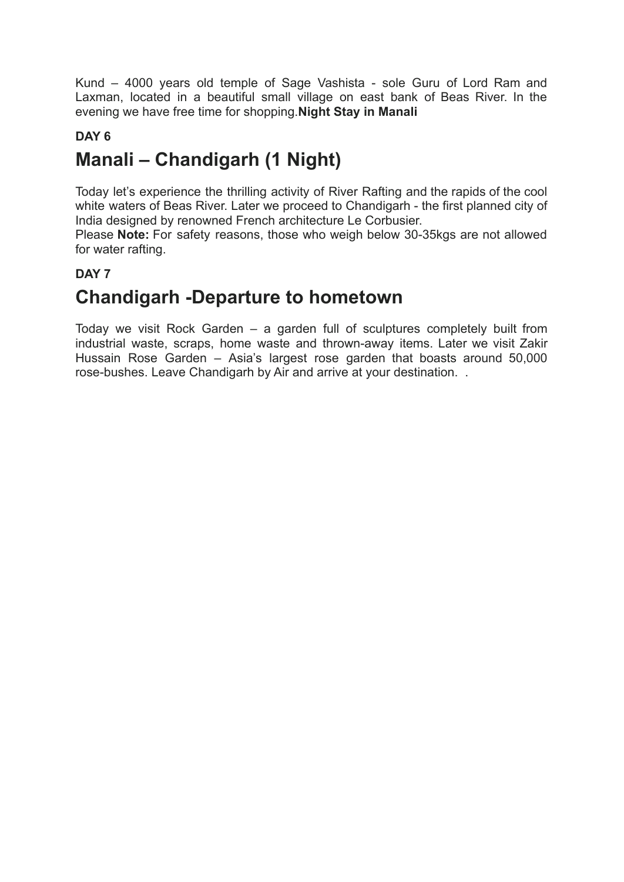Kund – 4000 years old temple of Sage Vashista - sole Guru of Lord Ram and Laxman, located in a beautiful small village on east bank of Beas River. In the evening we have free time for shopping.**Night Stay in Manali**

**DAY 6**

## Manali – Chandigarh (1 Night)

Today let's experience the thrilling activity of River Rafting and the rapids of the cool white waters of Beas River. Later we proceed to Chandigarh - the first planned city of India designed by renowned French architecture Le Corbusier.
Please **Note:** For safety reasons, those who weigh below 30-35kgs are not allowed for water rafting.

**DAY 7**

## Chandigarh -Departure to hometown

Today we visit Rock Garden – a garden full of sculptures completely built from industrial waste, scraps, home waste and thrown-away items. Later we visit Zakir Hussain Rose Garden – Asia's largest rose garden that boasts around 50,000 rose-bushes. Leave Chandigarh by Air and arrive at your destination. .